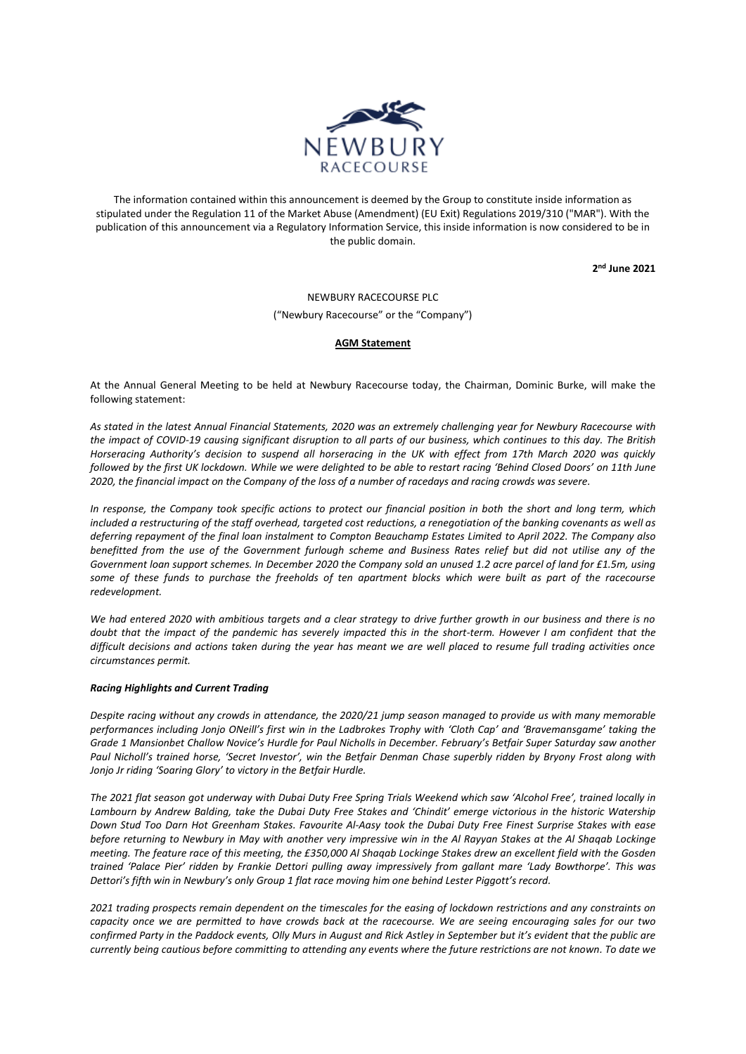The information contained within this announcement is deemed by the Group to constitute inside information as stipulated under the Regulation 11 of the Market Abuse (Amendment) (EU Exit) Regulations 2019/310 ("MAR"). With the publication of this announcement via a Regulatory Information Service, this inside information is now considered to be in the public domain.

**2nd June 2021**

NEWBURY RACECOURSE PLC

("Newbury Racecourse" or the "Company")

**AGM Statement**

At the Annual General Meeting to be held at Newbury Racecourse today, the Chairman, Dominic Burke, will make the following statement:

*As stated in the latest Annual Financial Statements, 2020 was an extremely challenging year for Newbury Racecourse with the impact of COVID-19 causing significant disruption to all parts of our business, which continues to this day. The British Horseracing Authority's decision to suspend all horseracing in the UK with effect from 17th March 2020 was quickly followed by the first UK lockdown. While we were delighted to be able to restart racing 'Behind Closed Doors' on 11th June 2020, the financial impact on the Company of the loss of a number of racedays and racing crowds was severe.*

*In response, the Company took specific actions to protect our financial position in both the short and long term, which included a restructuring of the staff overhead, targeted cost reductions, a renegotiation of the banking covenants as well as deferring repayment of the final loan instalment to Compton Beauchamp Estates Limited to April 2022. The Company also benefitted from the use of the Government furlough scheme and Business Rates relief but did not utilise any of the Government loan support schemes. In December 2020 the Company sold an unused 1.2 acre parcel of land for £1.5m, using some of these funds to purchase the freeholds of ten apartment blocks which were built as part of the racecourse redevelopment.*

*We had entered 2020 with ambitious targets and a clear strategy to drive further growth in our business and there is no doubt that the impact of the pandemic has severely impacted this in the short-term. However I am confident that the difficult decisions and actions taken during the year has meant we are well placed to resume full trading activities once circumstances permit.*

***Racing Highlights and Current Trading***

*Despite racing without any crowds in attendance, the 2020/21 jump season managed to provide us with many memorable performances including Jonjo ONeill's first win in the Ladbrokes Trophy with 'Cloth Cap' and 'Bravemansgame' taking the Grade 1 Mansionbet Challow Novice's Hurdle for Paul Nicholls in December. February's Betfair Super Saturday saw another Paul Nicholl's trained horse, 'Secret Investor', win the Betfair Denman Chase superbly ridden by Bryony Frost along with Jonjo Jr riding 'Soaring Glory' to victory in the Betfair Hurdle.*

*The 2021 flat season got underway with Dubai Duty Free Spring Trials Weekend which saw 'Alcohol Free', trained locally in Lambourn by Andrew Balding, take the Dubai Duty Free Stakes and 'Chindit' emerge victorious in the historic Watership Down Stud Too Darn Hot Greenham Stakes. Favourite Al-Aasy took the Dubai Duty Free Finest Surprise Stakes with ease before returning to Newbury in May with another very impressive win in the Al Rayyan Stakes at the Al Shaqab Lockinge meeting. The feature race of this meeting, the £350,000 Al Shaqab Lockinge Stakes drew an excellent field with the Gosden trained 'Palace Pier' ridden by Frankie Dettori pulling away impressively from gallant mare 'Lady Bowthorpe'. This was Dettori's fifth win in Newbury's only Group 1 flat race moving him one behind Lester Piggott's record.*

*2021 trading prospects remain dependent on the timescales for the easing of lockdown restrictions and any constraints on capacity once we are permitted to have crowds back at the racecourse. We are seeing encouraging sales for our two confirmed Party in the Paddock events, Olly Murs in August and Rick Astley in September but it's evident that the public are currently being cautious before committing to attending any events where the future restrictions are not known. To date we*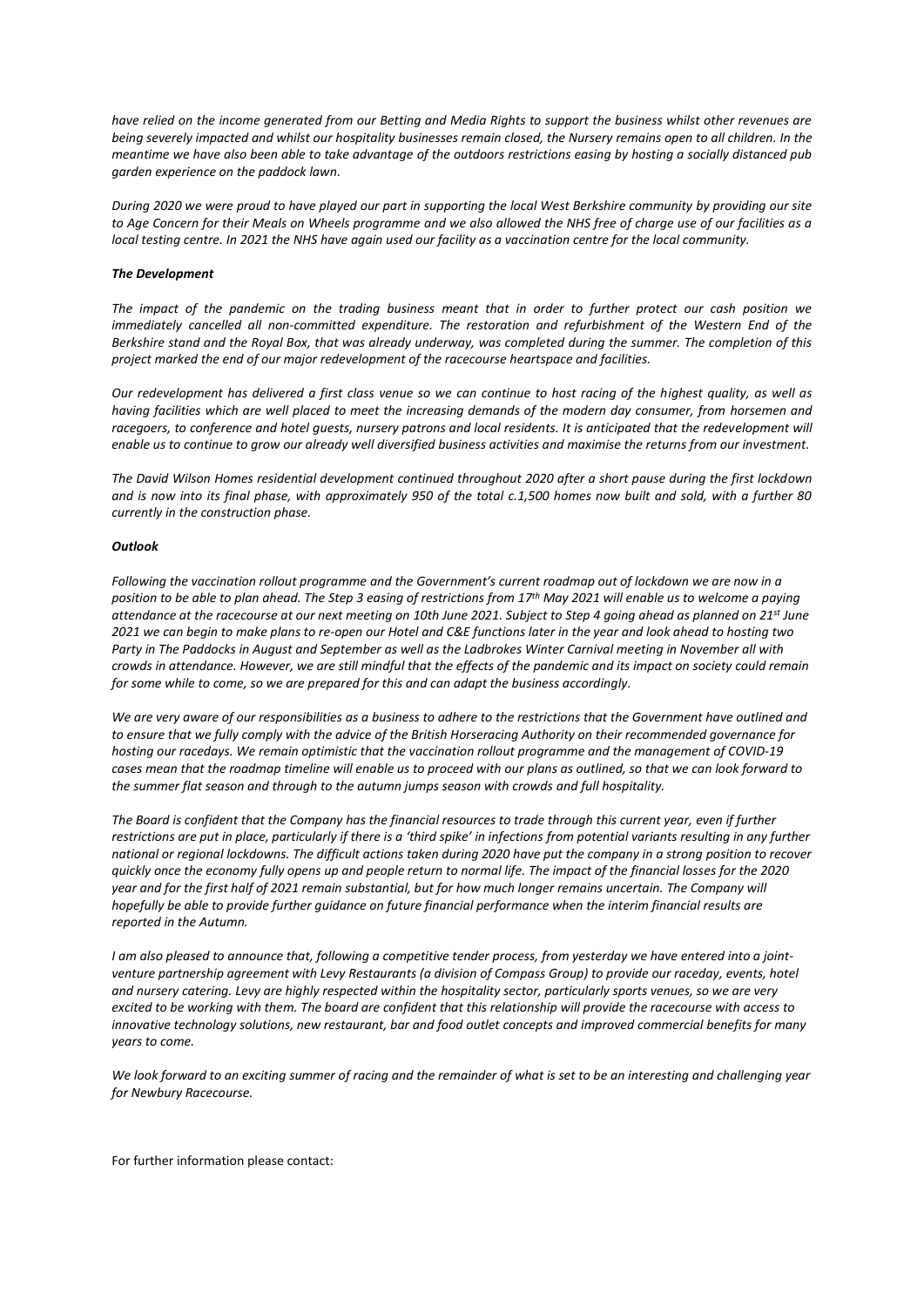*have relied on the income generated from our Betting and Media Rights to support the business whilst other revenues are being severely impacted and whilst our hospitality businesses remain closed, the Nursery remains open to all children. In the meantime we have also been able to take advantage of the outdoors restrictions easing by hosting a socially distanced pub garden experience on the paddock lawn.*

*During 2020 we were proud to have played our part in supporting the local West Berkshire community by providing our site to Age Concern for their Meals on Wheels programme and we also allowed the NHS free of charge use of our facilities as a local testing centre. In 2021 the NHS have again used our facility as a vaccination centre for the local community.*

***The Development***

*The impact of the pandemic on the trading business meant that in order to further protect our cash position we immediately cancelled all non-committed expenditure. The restoration and refurbishment of the Western End of the Berkshire stand and the Royal Box, that was already underway, was completed during the summer. The completion of this project marked the end of our major redevelopment of the racecourse heartspace and facilities.*

*Our redevelopment has delivered a first class venue so we can continue to host racing of the highest quality, as well as having facilities which are well placed to meet the increasing demands of the modern day consumer, from horsemen and racegoers, to conference and hotel guests, nursery patrons and local residents. It is anticipated that the redevelopment will enable us to continue to grow our already well diversified business activities and maximise the returns from our investment.*

*The David Wilson Homes residential development continued throughout 2020 after a short pause during the first lockdown and is now into its final phase, with approximately 950 of the total c.1,500 homes now built and sold, with a further 80 currently in the construction phase.*

***Outlook***

*Following the vaccination rollout programme and the Government's current roadmap out of lockdown we are now in a position to be able to plan ahead. The Step 3 easing of restrictions from 17th May 2021 will enable us to welcome a paying attendance at the racecourse at our next meeting on 10th June 2021. Subject to Step 4 going ahead as planned on 21st June 2021 we can begin to make plans to re-open our Hotel and C&E functions later in the year and look ahead to hosting two Party in The Paddocks in August and September as well as the Ladbrokes Winter Carnival meeting in November all with crowds in attendance. However, we are still mindful that the effects of the pandemic and its impact on society could remain for some while to come, so we are prepared for this and can adapt the business accordingly.*

*We are very aware of our responsibilities as a business to adhere to the restrictions that the Government have outlined and to ensure that we fully comply with the advice of the British Horseracing Authority on their recommended governance for hosting our racedays. We remain optimistic that the vaccination rollout programme and the management of COVID-19 cases mean that the roadmap timeline will enable us to proceed with our plans as outlined, so that we can look forward to the summer flat season and through to the autumn jumps season with crowds and full hospitality.*

*The Board is confident that the Company has the financial resources to trade through this current year, even if further restrictions are put in place, particularly if there is a 'third spike' in infections from potential variants resulting in any further national or regional lockdowns. The difficult actions taken during 2020 have put the company in a strong position to recover quickly once the economy fully opens up and people return to normal life. The impact of the financial losses for the 2020 year and for the first half of 2021 remain substantial, but for how much longer remains uncertain. The Company will hopefully be able to provide further guidance on future financial performance when the interim financial results are reported in the Autumn.*

*I am also pleased to announce that, following a competitive tender process, from yesterday we have entered into a joint-venture partnership agreement with Levy Restaurants (a division of Compass Group) to provide our raceday, events, hotel and nursery catering. Levy are highly respected within the hospitality sector, particularly sports venues, so we are very excited to be working with them. The board are confident that this relationship will provide the racecourse with access to innovative technology solutions, new restaurant, bar and food outlet concepts and improved commercial benefits for many years to come.*

*We look forward to an exciting summer of racing and the remainder of what is set to be an interesting and challenging year for Newbury Racecourse.*

For further information please contact: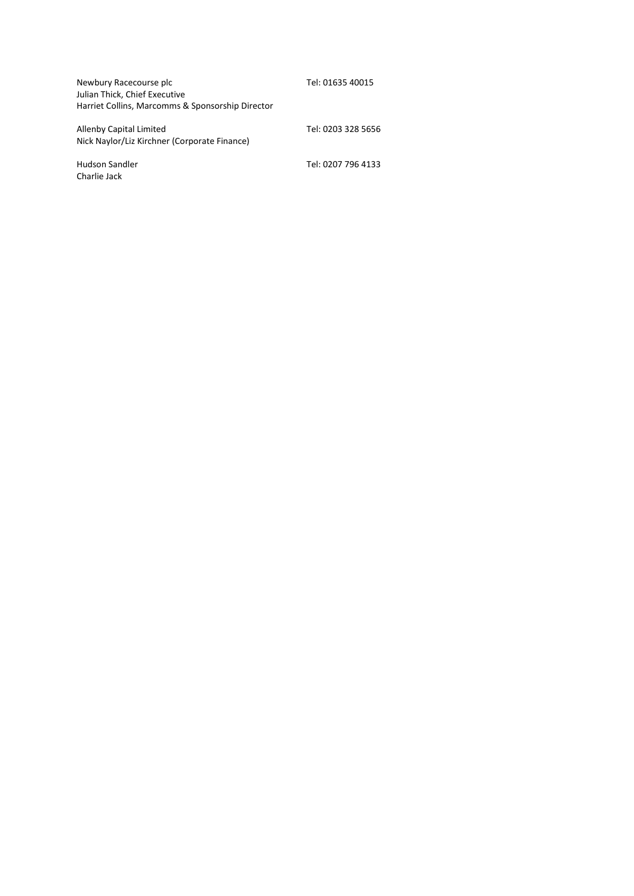| | |
|---|---|
| Newbury Racecourse plc<br>Julian Thick, Chief Executive<br>Harriet Collins, Marcomms & Sponsorship Director | Tel: 01635 40015 |
| Allenby Capital Limited<br>Nick Naylor/Liz Kirchner (Corporate Finance) | Tel: 0203 328 5656 |
| Hudson Sandler<br>Charlie Jack | Tel: 0207 796 4133 |